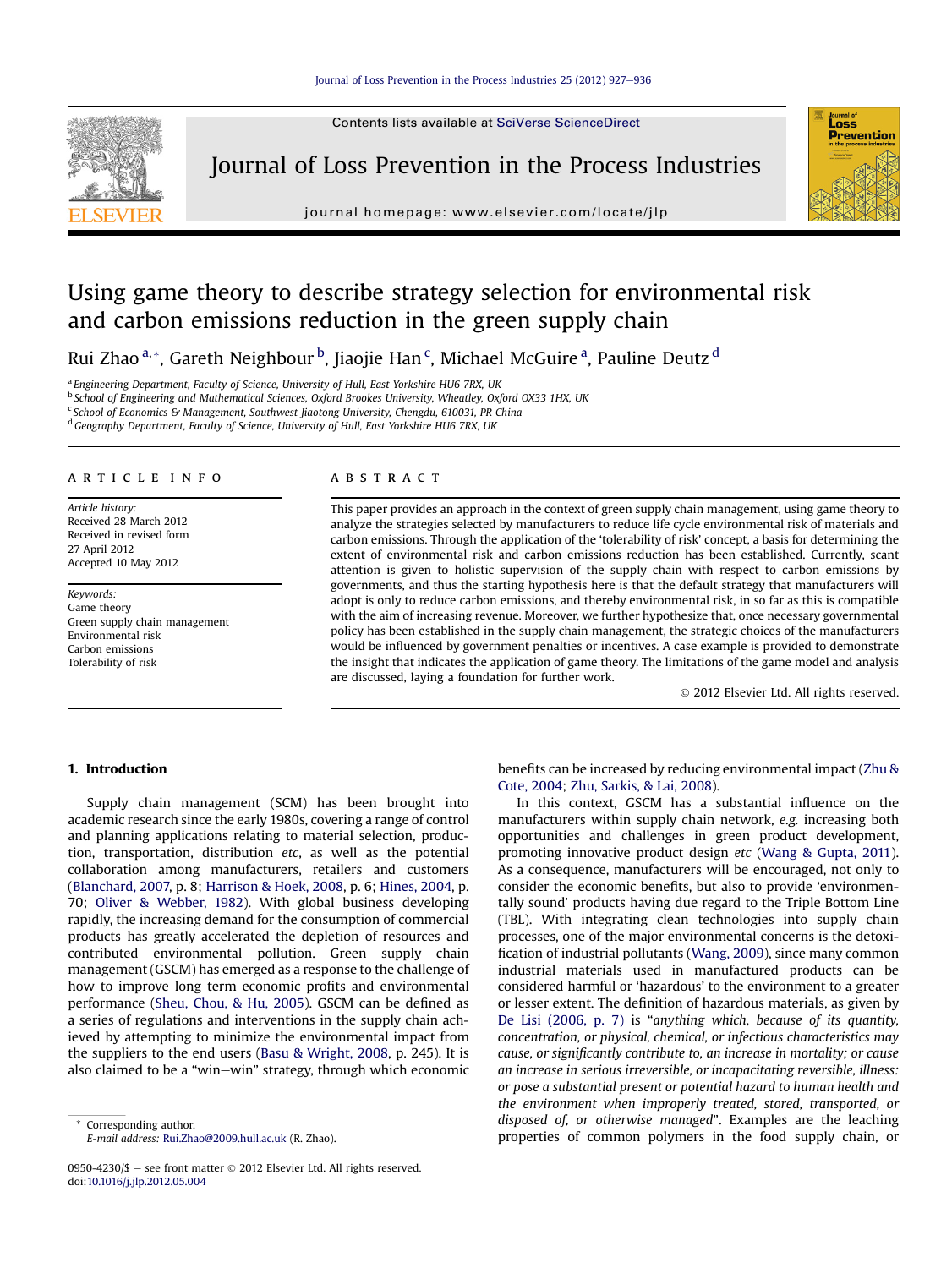# Using game theory to describe strategy selection for environmental risk and carbon emissions reduction in the green supply chain

Rui Zhao [a,*], Gareth Neighbour [b], Jiaojie Han [c], Michael McGuire [a], Pauline Deutz [d]

[a] Engineering Department, Faculty of Science, University of Hull, East Yorkshire HU6 7RX, UK
[b] School of Engineering and Mathematical Sciences, Oxford Brookes University, Wheatley, Oxford OX33 1HX, UK
[c] School of Economics & Management, Southwest Jiaotong University, Chengdu, 610031, PR China
[d] Geography Department, Faculty of Science, University of Hull, East Yorkshire HU6 7RX, UK

## ARTICLE INFO

*Article history:*
Received 28 March 2012
Received in revised form
27 April 2012
Accepted 10 May 2012

*Keywords:*
Game theory
Green supply chain management
Environmental risk
Carbon emissions
Tolerability of risk

## ABSTRACT

This paper provides an approach in the context of green supply chain management, using game theory to analyze the strategies selected by manufacturers to reduce life cycle environmental risk of materials and carbon emissions. Through the application of the 'tolerability of risk' concept, a basis for determining the extent of environmental risk and carbon emissions reduction has been established. Currently, scant attention is given to holistic supervision of the supply chain with respect to carbon emissions by governments, and thus the starting hypothesis here is that the default strategy that manufacturers will adopt is only to reduce carbon emissions, and thereby environmental risk, in so far as this is compatible with the aim of increasing revenue. Moreover, we further hypothesize that, once necessary governmental policy has been established in the supply chain management, the strategic choices of the manufacturers would be influenced by government penalties or incentives. A case example is provided to demonstrate the insight that indicates the application of game theory. The limitations of the game model and analysis are discussed, laying a foundation for further work.

© 2012 Elsevier Ltd. All rights reserved.

## 1. Introduction

Supply chain management (SCM) has been brought into academic research since the early 1980s, covering a range of control and planning applications relating to material selection, production, transportation, distribution *etc*, as well as the potential collaboration among manufacturers, retailers and customers (Blanchard, 2007, p. 8; Harrison & Hoek, 2008, p. 6; Hines, 2004, p. 70; Oliver & Webber, 1982). With global business developing rapidly, the increasing demand for the consumption of commercial products has greatly accelerated the depletion of resources and contributed environmental pollution. Green supply chain management (GSCM) has emerged as a response to the challenge of how to improve long term economic profits and environmental performance (Sheu, Chou, & Hu, 2005). GSCM can be defined as a series of regulations and interventions in the supply chain achieved by attempting to minimize the environmental impact from the suppliers to the end users (Basu & Wright, 2008, p. 245). It is also claimed to be a "win–win" strategy, through which economic benefits can be increased by reducing environmental impact (Zhu & Cote, 2004; Zhu, Sarkis, & Lai, 2008).

In this context, GSCM has a substantial influence on the manufacturers within supply chain network, *e.g.* increasing both opportunities and challenges in green product development, promoting innovative product design *etc* (Wang & Gupta, 2011). As a consequence, manufacturers will be encouraged, not only to consider the economic benefits, but also to provide 'environmentally sound' products having due regard to the Triple Bottom Line (TBL). With integrating clean technologies into supply chain processes, one of the major environmental concerns is the detoxification of industrial pollutants (Wang, 2009), since many common industrial materials used in manufactured products can be considered harmful or 'hazardous' to the environment to a greater or lesser extent. The definition of hazardous materials, as given by De Lisi (2006, p. 7) is "*anything which, because of its quantity, concentration, or physical, chemical, or infectious characteristics may cause, or significantly contribute to, an increase in mortality; or cause an increase in serious irreversible, or incapacitating reversible, illness: or pose a substantial present or potential hazard to human health and the environment when improperly treated, stored, transported, or disposed of, or otherwise managed*". Examples are the leaching properties of common polymers in the food supply chain, or

\* Corresponding author.
E-mail address: Rui.Zhao@2009.hull.ac.uk (R. Zhao).

0950-4230/$ – see front matter © 2012 Elsevier Ltd. All rights reserved.
doi:10.1016/j.jlp.2012.05.004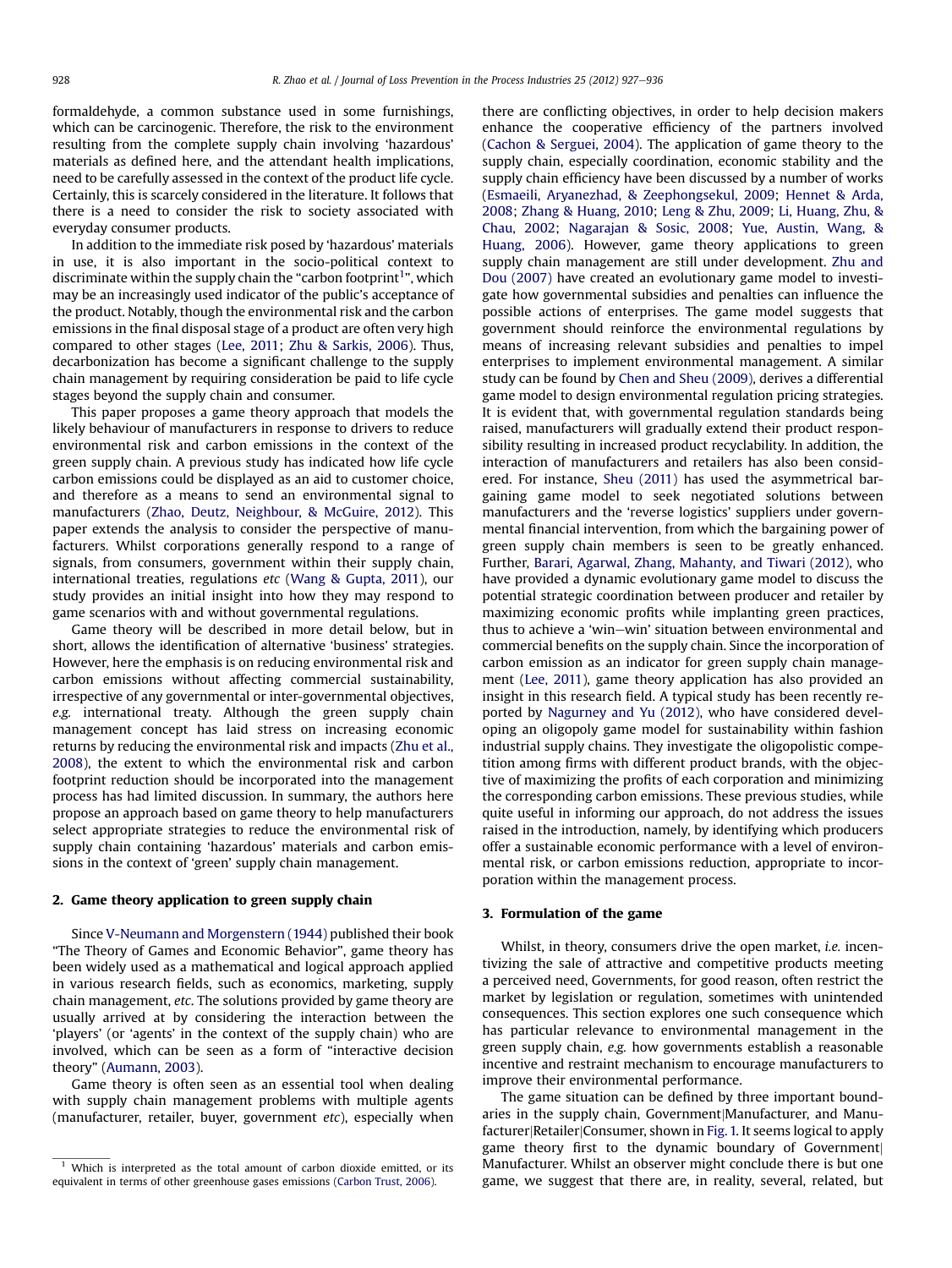formaldehyde, a common substance used in some furnishings, which can be carcinogenic. Therefore, the risk to the environment resulting from the complete supply chain involving 'hazardous' materials as defined here, and the attendant health implications, need to be carefully assessed in the context of the product life cycle. Certainly, this is scarcely considered in the literature. It follows that there is a need to consider the risk to society associated with everyday consumer products.

In addition to the immediate risk posed by 'hazardous' materials in use, it is also important in the socio-political context to discriminate within the supply chain the "carbon footprint[1]", which may be an increasingly used indicator of the public's acceptance of the product. Notably, though the environmental risk and the carbon emissions in the final disposal stage of a product are often very high compared to other stages (Lee, 2011; Zhu & Sarkis, 2006). Thus, decarbonization has become a significant challenge to the supply chain management by requiring consideration be paid to life cycle stages beyond the supply chain and consumer.

This paper proposes a game theory approach that models the likely behaviour of manufacturers in response to drivers to reduce environmental risk and carbon emissions in the context of the green supply chain. A previous study has indicated how life cycle carbon emissions could be displayed as an aid to customer choice, and therefore as a means to send an environmental signal to manufacturers (Zhao, Deutz, Neighbour, & McGuire, 2012). This paper extends the analysis to consider the perspective of manufacturers. Whilst corporations generally respond to a range of signals, from consumers, government within their supply chain, international treaties, regulations *etc* (Wang & Gupta, 2011), our study provides an initial insight into how they may respond to game scenarios with and without governmental regulations.

Game theory will be described in more detail below, but in short, allows the identification of alternative 'business' strategies. However, here the emphasis is on reducing environmental risk and carbon emissions without affecting commercial sustainability, irrespective of any governmental or inter-governmental objectives, *e.g.* international treaty. Although the green supply chain management concept has laid stress on increasing economic returns by reducing the environmental risk and impacts (Zhu et al., 2008), the extent to which the environmental risk and carbon footprint reduction should be incorporated into the management process has had limited discussion. In summary, the authors here propose an approach based on game theory to help manufacturers select appropriate strategies to reduce the environmental risk of supply chain containing 'hazardous' materials and carbon emissions in the context of 'green' supply chain management.

## 2. Game theory application to green supply chain

Since V-Neumann and Morgenstern (1944) published their book "The Theory of Games and Economic Behavior", game theory has been widely used as a mathematical and logical approach applied in various research fields, such as economics, marketing, supply chain management, *etc*. The solutions provided by game theory are usually arrived at by considering the interaction between the 'players' (or 'agents' in the context of the supply chain) who are involved, which can be seen as a form of "interactive decision theory" (Aumann, 2003).

Game theory is often seen as an essential tool when dealing with supply chain management problems with multiple agents (manufacturer, retailer, buyer, government *etc*), especially when there are conflicting objectives, in order to help decision makers enhance the cooperative efficiency of the partners involved (Cachon & Serguei, 2004). The application of game theory to the supply chain, especially coordination, economic stability and the supply chain efficiency have been discussed by a number of works (Esmaeili, Aryanezhad, & Zeephongsekul, 2009; Hennet & Arda, 2008; Zhang & Huang, 2010; Leng & Zhu, 2009; Li, Huang, Zhu, & Chau, 2002; Nagarajan & Sosic, 2008; Yue, Austin, Wang, & Huang, 2006). However, game theory applications to green supply chain management are still under development. Zhu and Dou (2007) have created an evolutionary game model to investigate how governmental subsidies and penalties can influence the possible actions of enterprises. The game model suggests that government should reinforce the environmental regulations by means of increasing relevant subsidies and penalties to impel enterprises to implement environmental management. A similar study can be found by Chen and Sheu (2009), derives a differential game model to design environmental regulation pricing strategies. It is evident that, with governmental regulation standards being raised, manufacturers will gradually extend their product responsibility resulting in increased product recyclability. In addition, the interaction of manufacturers and retailers has also been considered. For instance, Sheu (2011) has used the asymmetrical bargaining game model to seek negotiated solutions between manufacturers and the 'reverse logistics' suppliers under governmental financial intervention, from which the bargaining power of green supply chain members is seen to be greatly enhanced. Further, Barari, Agarwal, Zhang, Mahanty, and Tiwari (2012), who have provided a dynamic evolutionary game model to discuss the potential strategic coordination between producer and retailer by maximizing economic profits while implanting green practices, thus to achieve a 'win–win' situation between environmental and commercial benefits on the supply chain. Since the incorporation of carbon emission as an indicator for green supply chain management (Lee, 2011), game theory application has also provided an insight in this research field. A typical study has been recently reported by Nagurney and Yu (2012), who have considered developing an oligopoly game model for sustainability within fashion industrial supply chains. They investigate the oligopolistic competition among firms with different product brands, with the objective of maximizing the profits of each corporation and minimizing the corresponding carbon emissions. These previous studies, while quite useful in informing our approach, do not address the issues raised in the introduction, namely, by identifying which producers offer a sustainable economic performance with a level of environmental risk, or carbon emissions reduction, appropriate to incorporation within the management process.

## 3. Formulation of the game

Whilst, in theory, consumers drive the open market, *i.e.* incentivizing the sale of attractive and competitive products meeting a perceived need, Governments, for good reason, often restrict the market by legislation or regulation, sometimes with unintended consequences. This section explores one such consequence which has particular relevance to environmental management in the green supply chain, *e.g.* how governments establish a reasonable incentive and restraint mechanism to encourage manufacturers to improve their environmental performance.

The game situation can be defined by three important boundaries in the supply chain, Government|Manufacturer, and Manufacturer|Retailer|Consumer, shown in Fig. 1. It seems logical to apply game theory first to the dynamic boundary of Government|Manufacturer. Whilst an observer might conclude there is but one game, we suggest that there are, in reality, several, related, but

[1] Which is interpreted as the total amount of carbon dioxide emitted, or its equivalent in terms of other greenhouse gases emissions (Carbon Trust, 2006).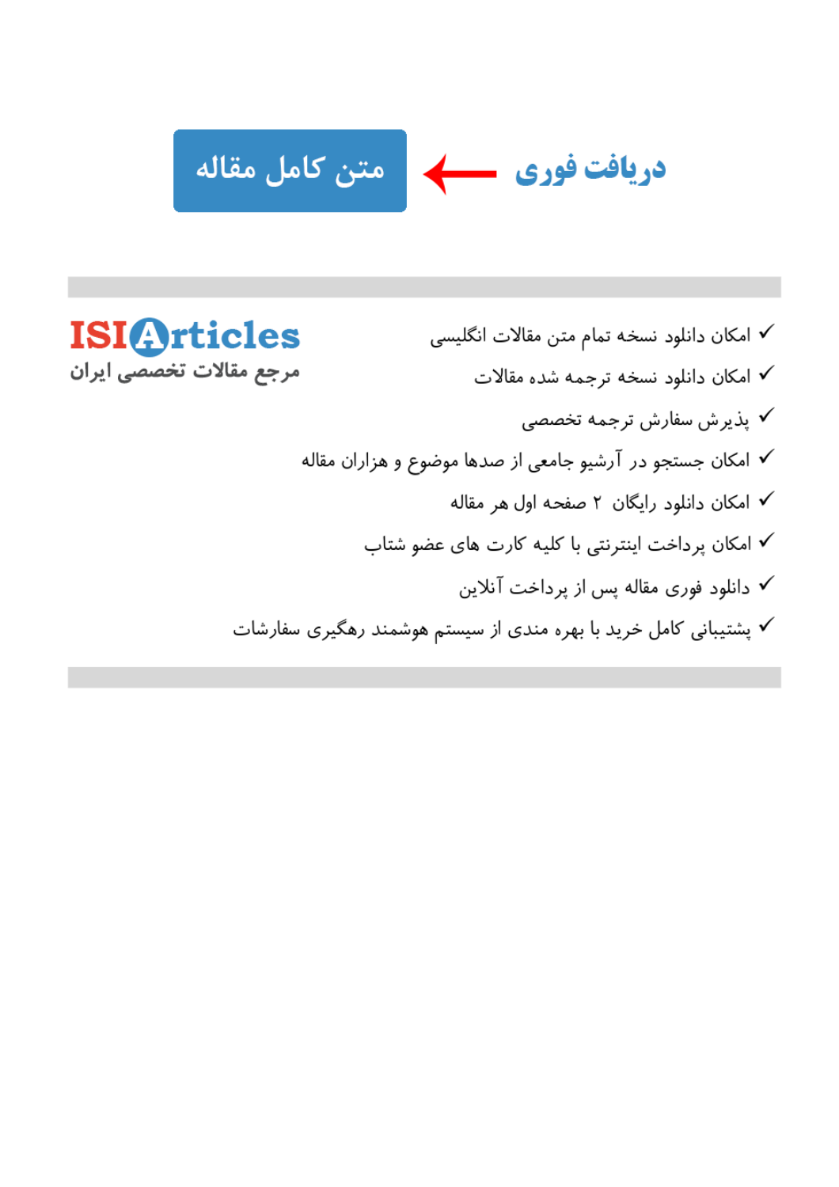دریافت فوری ← **متن کامل مقاله**

**ISIArticles**
مرجع مقالات تخصصی ایران

- ✓ امکان دانلود نسخه تمام متن مقالات انگلیسی
- ✓ امکان دانلود نسخه ترجمه شده مقالات
- ✓ پذیرش سفارش ترجمه تخصصی
- ✓ امکان جستجو در آرشیو جامعی از صدها موضوع و هزاران مقاله
- ✓ امکان دانلود رایگان ۲ صفحه اول هر مقاله
- ✓ امکان پرداخت اینترنتی با کلیه کارت های عضو شتاب
- ✓ دانلود فوری مقاله پس از پرداخت آنلاین
- ✓ پشتیبانی کامل خرید با بهره مندی از سیستم هوشمند رهگیری سفارشات